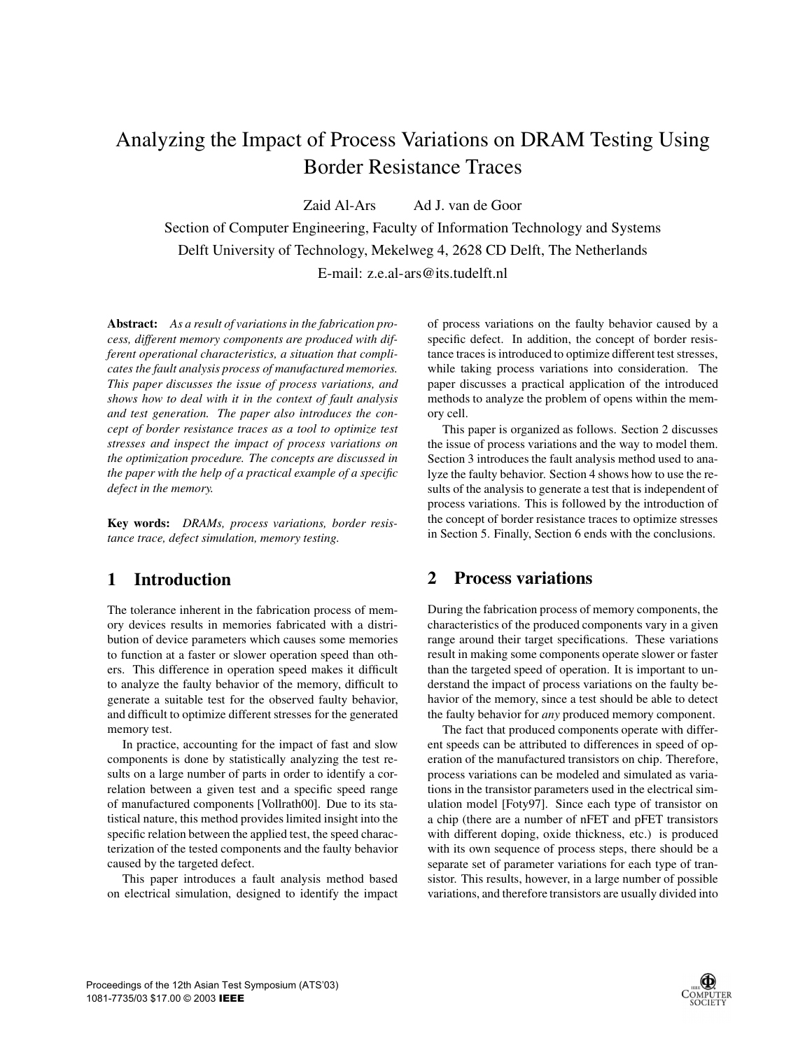# Analyzing the Impact of Process Variations on DRAM Testing Using Border Resistance Traces

Zaid Al-Ars    Ad J. van de Goor

Section of Computer Engineering, Faculty of Information Technology and Systems

Delft University of Technology, Mekelweg 4, 2628 CD Delft, The Netherlands

E-mail: z.e.al-ars@its.tudelft.nl

**Abstract:** *As a result of variations in the fabrication process, different memory components are produced with different operational characteristics, a situation that complicates the fault analysis process of manufactured memories. This paper discusses the issue of process variations, and shows how to deal with it in the context of fault analysis and test generation. The paper also introduces the concept of border resistance traces as a tool to optimize test stresses and inspect the impact of process variations on the optimization procedure. The concepts are discussed in the paper with the help of a practical example of a specific defect in the memory.*

**Key words:** *DRAMs, process variations, border resistance trace, defect simulation, memory testing.*

## 1 Introduction

The tolerance inherent in the fabrication process of memory devices results in memories fabricated with a distribution of device parameters which causes some memories to function at a faster or slower operation speed than others. This difference in operation speed makes it difficult to analyze the faulty behavior of the memory, difficult to generate a suitable test for the observed faulty behavior, and difficult to optimize different stresses for the generated memory test.

In practice, accounting for the impact of fast and slow components is done by statistically analyzing the test results on a large number of parts in order to identify a correlation between a given test and a specific speed range of manufactured components [Vollrath00]. Due to its statistical nature, this method provides limited insight into the specific relation between the applied test, the speed characterization of the tested components and the faulty behavior caused by the targeted defect.

This paper introduces a fault analysis method based on electrical simulation, designed to identify the impact of process variations on the faulty behavior caused by a specific defect. In addition, the concept of border resistance traces is introduced to optimize different test stresses, while taking process variations into consideration. The paper discusses a practical application of the introduced methods to analyze the problem of opens within the memory cell.

This paper is organized as follows. Section 2 discusses the issue of process variations and the way to model them. Section 3 introduces the fault analysis method used to analyze the faulty behavior. Section 4 shows how to use the results of the analysis to generate a test that is independent of process variations. This is followed by the introduction of the concept of border resistance traces to optimize stresses in Section 5. Finally, Section 6 ends with the conclusions.

## 2 Process variations

During the fabrication process of memory components, the characteristics of the produced components vary in a given range around their target specifications. These variations result in making some components operate slower or faster than the targeted speed of operation. It is important to understand the impact of process variations on the faulty behavior of the memory, since a test should be able to detect the faulty behavior for *any* produced memory component.

The fact that produced components operate with different speeds can be attributed to differences in speed of operation of the manufactured transistors on chip. Therefore, process variations can be modeled and simulated as variations in the transistor parameters used in the electrical simulation model [Foty97]. Since each type of transistor on a chip (there are a number of nFET and pFET transistors with different doping, oxide thickness, etc.) is produced with its own sequence of process steps, there should be a separate set of parameter variations for each type of transistor. This results, however, in a large number of possible variations, and therefore transistors are usually divided into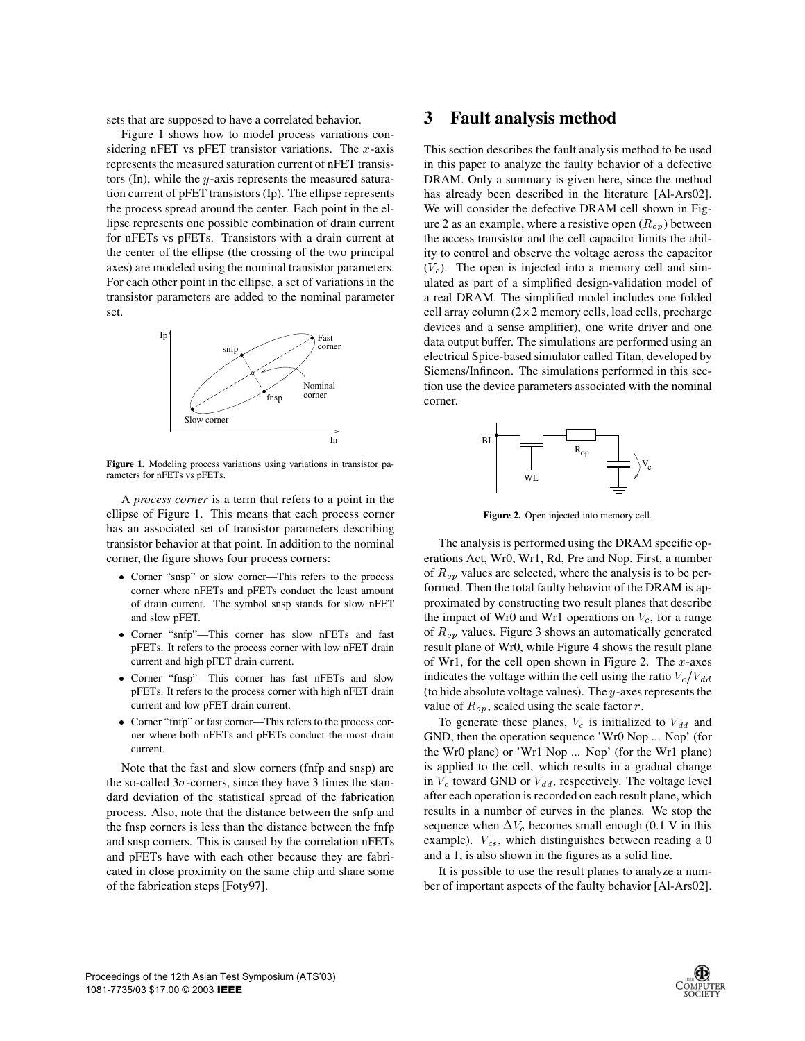sets that are supposed to have a correlated behavior.

Figure 1 shows how to model process variations considering nFET vs pFET transistor variations. The $x$-axis represents the measured saturation current of nFET transistors (In), while the $y$-axis represents the measured saturation current of pFET transistors (Ip). The ellipse represents the process spread around the center. Each point in the ellipse represents one possible combination of drain current for nFETs vs pFETs. Transistors with a drain current at the center of the ellipse (the crossing of the two principal axes) are modeled using the nominal transistor parameters. For each other point in the ellipse, a set of variations in the transistor parameters are added to the nominal parameter set.

**Figure 1.** Modeling process variations using variations in transistor parameters for nFETs vs pFETs.

A *process corner* is a term that refers to a point in the ellipse of Figure 1. This means that each process corner has an associated set of transistor parameters describing transistor behavior at that point. In addition to the nominal corner, the figure shows four process corners:

- Corner "snsp" or slow corner—This refers to the process corner where nFETs and pFETs conduct the least amount of drain current. The symbol snsp stands for slow nFET and slow pFET.
- Corner "snfp"—This corner has slow nFETs and fast pFETs. It refers to the process corner with low nFET drain current and high pFET drain current.
- Corner "fnsp"—This corner has fast nFETs and slow pFETs. It refers to the process corner with high nFET drain current and low pFET drain current.
- Corner "fnfp" or fast corner—This refers to the process corner where both nFETs and pFETs conduct the most drain current.

Note that the fast and slow corners (fnfp and snsp) are the so-called $3\sigma$-corners, since they have 3 times the standard deviation of the statistical spread of the fabrication process. Also, note that the distance between the snfp and the fnsp corners is less than the distance between the fnfp and snsp corners. This is caused by the correlation nFETs and pFETs have with each other because they are fabricated in close proximity on the same chip and share some of the fabrication steps [Foty97].

# 3 Fault analysis method

This section describes the fault analysis method to be used in this paper to analyze the faulty behavior of a defective DRAM. Only a summary is given here, since the method has already been described in the literature [Al-Ars02]. We will consider the defective DRAM cell shown in Figure 2 as an example, where a resistive open ($R_{op}$) between the access transistor and the cell capacitor limits the ability to control and observe the voltage across the capacitor ($V_c$). The open is injected into a memory cell and simulated as part of a simplified design-validation model of a real DRAM. The simplified model includes one folded cell array column ($2\times2$ memory cells, load cells, precharge devices and a sense amplifier), one write driver and one data output buffer. The simulations are performed using an electrical Spice-based simulator called Titan, developed by Siemens/Infineon. The simulations performed in this section use the device parameters associated with the nominal corner.

**Figure 2.** Open injected into memory cell.

The analysis is performed using the DRAM specific operations Act, Wr0, Wr1, Rd, Pre and Nop. First, a number of $R_{op}$ values are selected, where the analysis is to be performed. Then the total faulty behavior of the DRAM is approximated by constructing two result planes that describe the impact of Wr0 and Wr1 operations on $V_c$, for a range of $R_{op}$ values. Figure 3 shows an automatically generated result plane of Wr0, while Figure 4 shows the result plane of Wr1, for the cell open shown in Figure 2. The $x$-axes indicates the voltage within the cell using the ratio $V_c/V_{dd}$ (to hide absolute voltage values). The $y$-axes represents the value of $R_{op}$, scaled using the scale factor $r$.

To generate these planes, $V_c$ is initialized to $V_{dd}$ and GND, then the operation sequence 'Wr0 Nop ... Nop' (for the Wr0 plane) or 'Wr1 Nop ... Nop' (for the Wr1 plane) is applied to the cell, which results in a gradual change in $V_c$ toward GND or $V_{dd}$, respectively. The voltage level after each operation is recorded on each result plane, which results in a number of curves in the planes. We stop the sequence when $\Delta V_c$ becomes small enough (0.1 V in this example). $V_{cs}$, which distinguishes between reading a 0 and a 1, is also shown in the figures as a solid line.

It is possible to use the result planes to analyze a number of important aspects of the faulty behavior [Al-Ars02].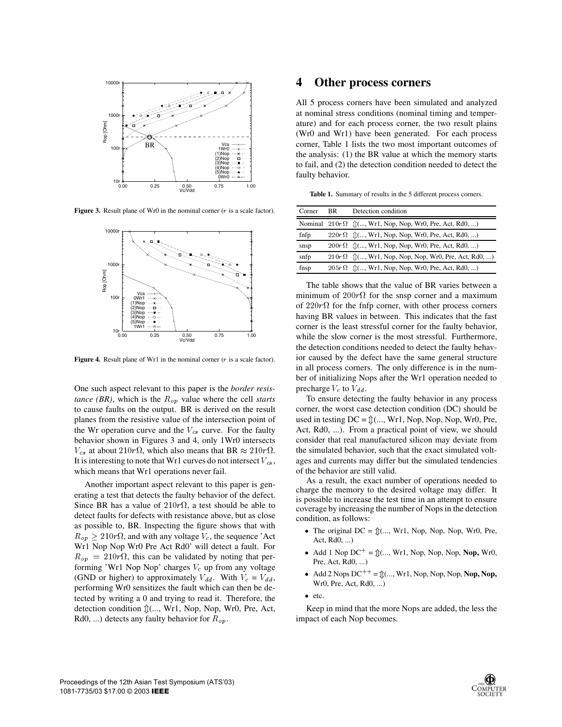Figure 3. Result plane of Wr0 in the nominal corner ($r$ is a scale factor).

Figure 4. Result plane of Wr1 in the nominal corner ($r$ is a scale factor).

One such aspect relevant to this paper is the *border resistance (BR)*, which is the $R_{op}$ value where the cell *starts* to cause faults on the output. BR is derived on the result planes from the resistive value of the intersection point of the Wr operation curve and the $V_{cs}$ curve. For the faulty behavior shown in Figures 3 and 4, only 1Wr0 intersects $V_{cs}$ at about $210r\Omega$, which also means that BR $\approx 210r\Omega$. It is interesting to note that Wr1 curves do not intersect $V_{cs}$, which means that Wr1 operations never fail.

Another important aspect relevant to this paper is generating a test that detects the faulty behavior of the defect. Since BR has a value of $210r\Omega$, a test should be able to detect faults for defects with resistance above, but as close as possible to, BR. Inspecting the figure shows that with $R_{op} \geq 210r\Omega$, and with any voltage $V_c$, the sequence 'Act Wr1 Nop Nop Wr0 Pre Act Rd0' will detect a fault. For $R_{op} = 210r\Omega$, this can be validated by noting that performing 'Wr1 Nop Nop' charges $V_c$ up from any voltage (GND or higher) to approximately $V_{dd}$. With $V_c = V_{dd}$, performing Wr0 sensitizes the fault which can then be detected by writing a 0 and trying to read it. Therefore, the detection condition $\Updownarrow$(..., Wr1, Nop, Nop, Wr0, Pre, Act, Rd0, ...) detects any faulty behavior for $R_{op}$.

# 4 Other process corners

All 5 process corners have been simulated and analyzed at nominal stress conditions (nominal timing and temperature) and for each process corner, the two result plains (Wr0 and Wr1) have been generated. For each process corner, Table 1 lists the two most important outcomes of the analysis: (1) the BR value at which the memory starts to fail, and (2) the detection condition needed to detect the faulty behavior.

**Table 1.** Summary of results in the 5 different process corners.

| Corner | BR | Detection condition |
|---|---|---|
| Nominal | $210r\,\Omega$ | $\Updownarrow$(..., Wr1, Nop, Nop, Wr0, Pre, Act, Rd0, ...) |
| fnfp | $220r\,\Omega$ | $\Updownarrow$(..., Wr1, Nop, Nop, Wr0, Pre, Act, Rd0, ...) |
| snsp | $200r\,\Omega$ | $\Updownarrow$(..., Wr1, Nop, Nop, Wr0, Pre, Act, Rd0, ...) |
| snfp | $210r\,\Omega$ | $\Updownarrow$(..., Wr1, Nop, Nop, Nop, Wr0, Pre, Act, Rd0, ...) |
| fnsp | $205r\,\Omega$ | $\Updownarrow$(..., Wr1, Nop, Nop, Wr0, Pre, Act, Rd0, ...) |

The table shows that the value of BR varies between a minimum of $200r\Omega$ for the snsp corner and a maximum of $220r\Omega$ for the fnfp corner, with other process corners having BR values in between. This indicates that the fast corner is the least stressful corner for the faulty behavior, while the slow corner is the most stressful. Furthermore, the detection conditions needed to detect the faulty behavior caused by the defect have the same general structure in all process corners. The only difference is in the number of initializing Nops after the Wr1 operation needed to precharge $V_c$ to $V_{dd}$.

To ensure detecting the faulty behavior in any process corner, the worst case detection condition (DC) should be used in testing DC = $\Updownarrow$(..., Wr1, Nop, Nop, Nop, Wr0, Pre, Act, Rd0, ...). From a practical point of view, we should consider that real manufactured silicon may deviate from the simulated behavior, such that the exact simulated voltages and currents may differ but the simulated tendencies of the behavior are still valid.

As a result, the exact number of operations needed to charge the memory to the desired voltage may differ. It is possible to increase the test time in an attempt to ensure coverage by increasing the number of Nops in the detection condition, as follows:

- The original DC = $\Updownarrow$(..., Wr1, Nop, Nop, Nop, Wr0, Pre, Act, Rd0, ...)
- Add 1 Nop DC$^{+}$ = $\Updownarrow$(..., Wr1, Nop, Nop, Nop, **Nop,** Wr0, Pre, Act, Rd0, ...)
- Add 2 Nops DC$^{++}$ = $\Updownarrow$(..., Wr1, Nop, Nop, Nop, **Nop, Nop,** Wr0, Pre, Act, Rd0, ...)
- etc.

Keep in mind that the more Nops are added, the less the impact of each Nop becomes.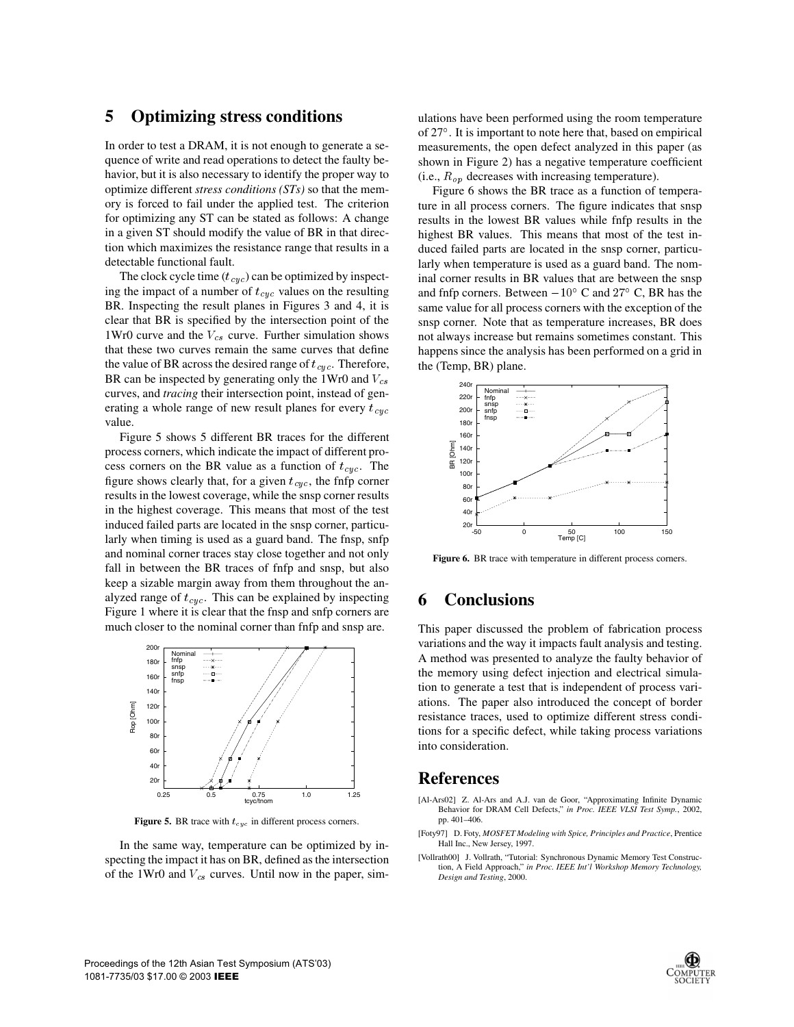## 5 Optimizing stress conditions

In order to test a DRAM, it is not enough to generate a sequence of write and read operations to detect the faulty behavior, but it is also necessary to identify the proper way to optimize different *stress conditions (STs)* so that the memory is forced to fail under the applied test. The criterion for optimizing any ST can be stated as follows: A change in a given ST should modify the value of BR in that direction which maximizes the resistance range that results in a detectable functional fault.

The clock cycle time ($t_{cyc}$) can be optimized by inspecting the impact of a number of $t_{cyc}$ values on the resulting BR. Inspecting the result planes in Figures 3 and 4, it is clear that BR is specified by the intersection point of the 1Wr0 curve and the $V_{cs}$ curve. Further simulation shows that these two curves remain the same curves that define the value of BR across the desired range of $t_{cyc}$. Therefore, BR can be inspected by generating only the 1Wr0 and $V_{cs}$ curves, and *tracing* their intersection point, instead of generating a whole range of new result planes for every $t_{cyc}$ value.

Figure 5 shows 5 different BR traces for the different process corners, which indicate the impact of different process corners on the BR value as a function of $t_{cyc}$. The figure shows clearly that, for a given $t_{cyc}$, the fnfp corner results in the lowest coverage, while the snsp corner results in the highest coverage. This means that most of the test induced failed parts are located in the snsp corner, particularly when timing is used as a guard band. The fnsp, snfp and nominal corner traces stay close together and not only fall in between the BR traces of fnfp and snsp, but also keep a sizable margin away from them throughout the analyzed range of $t_{cyc}$. This can be explained by inspecting Figure 1 where it is clear that the fnsp and snfp corners are much closer to the nominal corner than fnfp and snsp are.

Rop [Ohm]
200r
180r
160r
140r
120r
100r
80r
60r
40r
20r
0.25 0.5 0.75 1.0 1.25
tcyc/tnom
Nominal
fnfp
snsp
snfp
fnsp

**Figure 5.** BR trace with $t_{cyc}$ in different process corners.

In the same way, temperature can be optimized by inspecting the impact it has on BR, defined as the intersection of the 1Wr0 and $V_{cs}$ curves. Until now in the paper, simulations have been performed using the room temperature of 27°. It is important to note here that, based on empirical measurements, the open defect analyzed in this paper (as shown in Figure 2) has a negative temperature coefficient (i.e., $R_{op}$ decreases with increasing temperature).

Figure 6 shows the BR trace as a function of temperature in all process corners. The figure indicates that snsp results in the lowest BR values while fnfp results in the highest BR values. This means that most of the test induced failed parts are located in the snsp corner, particularly when temperature is used as a guard band. The nominal corner results in BR values that are between the snsp and fnfp corners. Between $-10°$ C and 27° C, BR has the same value for all process corners with the exception of the snsp corner. Note that as temperature increases, BR does not always increase but remains sometimes constant. This happens since the analysis has been performed on a grid in the (Temp, BR) plane.

BR [Ohm]
240r
220r
200r
180r
160r
140r
120r
100r
80r
60r
40r
20r
-50 0 50 100 150
Temp [C]
Nominal
fnfp
snsp
snfp
fnsp

**Figure 6.** BR trace with temperature in different process corners.

## 6 Conclusions

This paper discussed the problem of fabrication process variations and the way it impacts fault analysis and testing. A method was presented to analyze the faulty behavior of the memory using defect injection and electrical simulation to generate a test that is independent of process variations. The paper also introduced the concept of border resistance traces, used to optimize different stress conditions for a specific defect, while taking process variations into consideration.

## References

[Al-Ars02] Z. Al-Ars and A.J. van de Goor, "Approximating Infinite Dynamic Behavior for DRAM Cell Defects," *in Proc. IEEE VLSI Test Symp.*, 2002, pp. 401–406.

[Foty97] D. Foty, *MOSFET Modeling with Spice, Principles and Practice*, Prentice Hall Inc., New Jersey, 1997.

[Vollrath00] J. Vollrath, "Tutorial: Synchronous Dynamic Memory Test Construction, A Field Approach," *in Proc. IEEE Int'l Workshop Memory Technology, Design and Testing*, 2000.